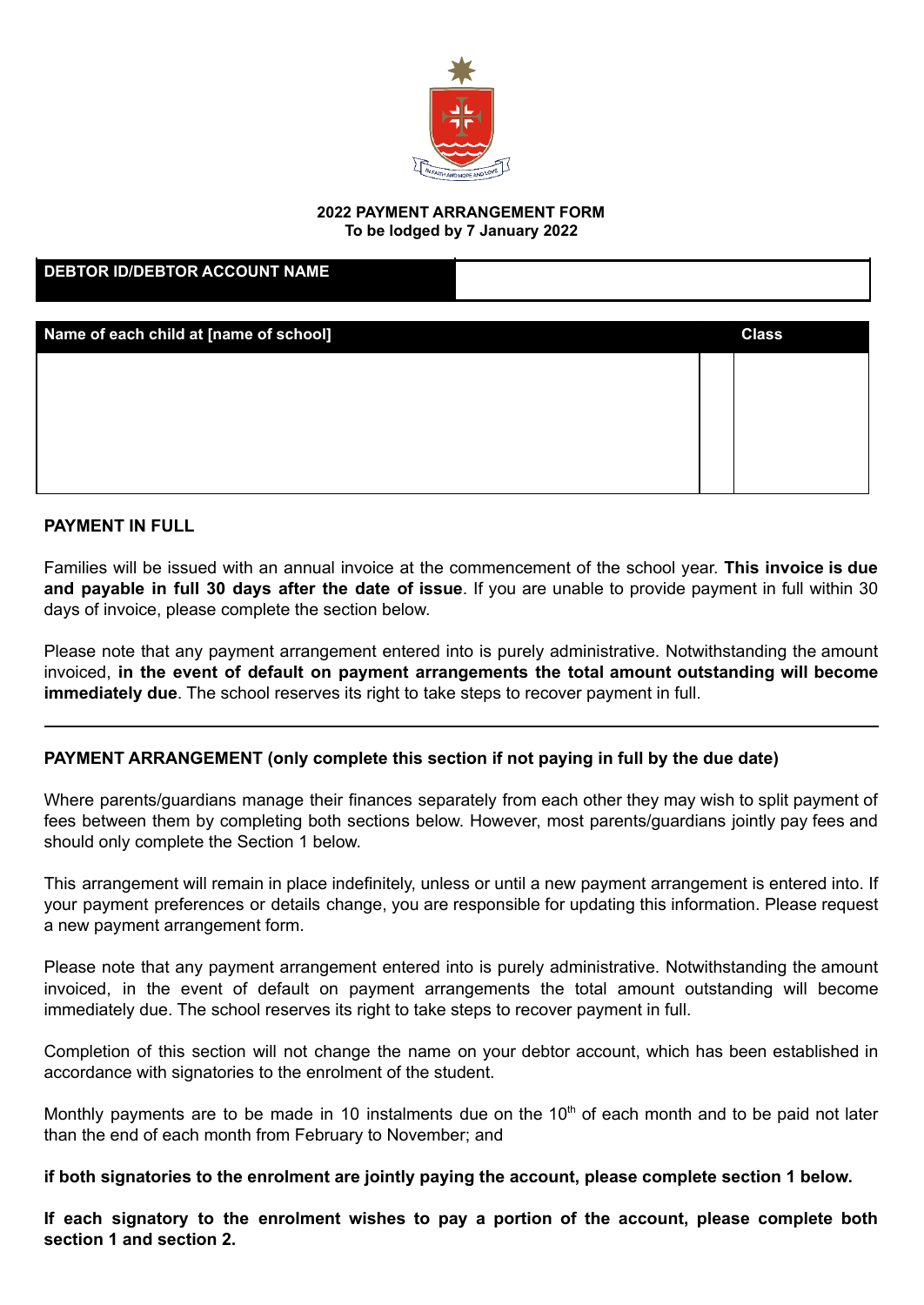**2022 PAYMENT ARRANGEMENT FORM**
**To be lodged by 7 January 2022**

| DEBTOR ID/DEBTOR ACCOUNT NAME | |
|---|---|

| Name of each child at [name of school] | | Class |
|---|---|---|
| | | |

**PAYMENT IN FULL**

Families will be issued with an annual invoice at the commencement of the school year. **This invoice is due and payable in full 30 days after the date of issue**. If you are unable to provide payment in full within 30 days of invoice, please complete the section below.

Please note that any payment arrangement entered into is purely administrative. Notwithstanding the amount invoiced, **in the event of default on payment arrangements the total amount outstanding will become immediately due**. The school reserves its right to take steps to recover payment in full.

---

**PAYMENT ARRANGEMENT (only complete this section if not paying in full by the due date)**

Where parents/guardians manage their finances separately from each other they may wish to split payment of fees between them by completing both sections below. However, most parents/guardians jointly pay fees and should only complete the Section 1 below.

This arrangement will remain in place indefinitely, unless or until a new payment arrangement is entered into. If your payment preferences or details change, you are responsible for updating this information. Please request a new payment arrangement form.

Please note that any payment arrangement entered into is purely administrative. Notwithstanding the amount invoiced, in the event of default on payment arrangements the total amount outstanding will become immediately due. The school reserves its right to take steps to recover payment in full.

Completion of this section will not change the name on your debtor account, which has been established in accordance with signatories to the enrolment of the student.

Monthly payments are to be made in 10 instalments due on the 10th of each month and to be paid not later than the end of each month from February to November; and

**if both signatories to the enrolment are jointly paying the account, please complete section 1 below.**

**If each signatory to the enrolment wishes to pay a portion of the account, please complete both section 1 and section 2.**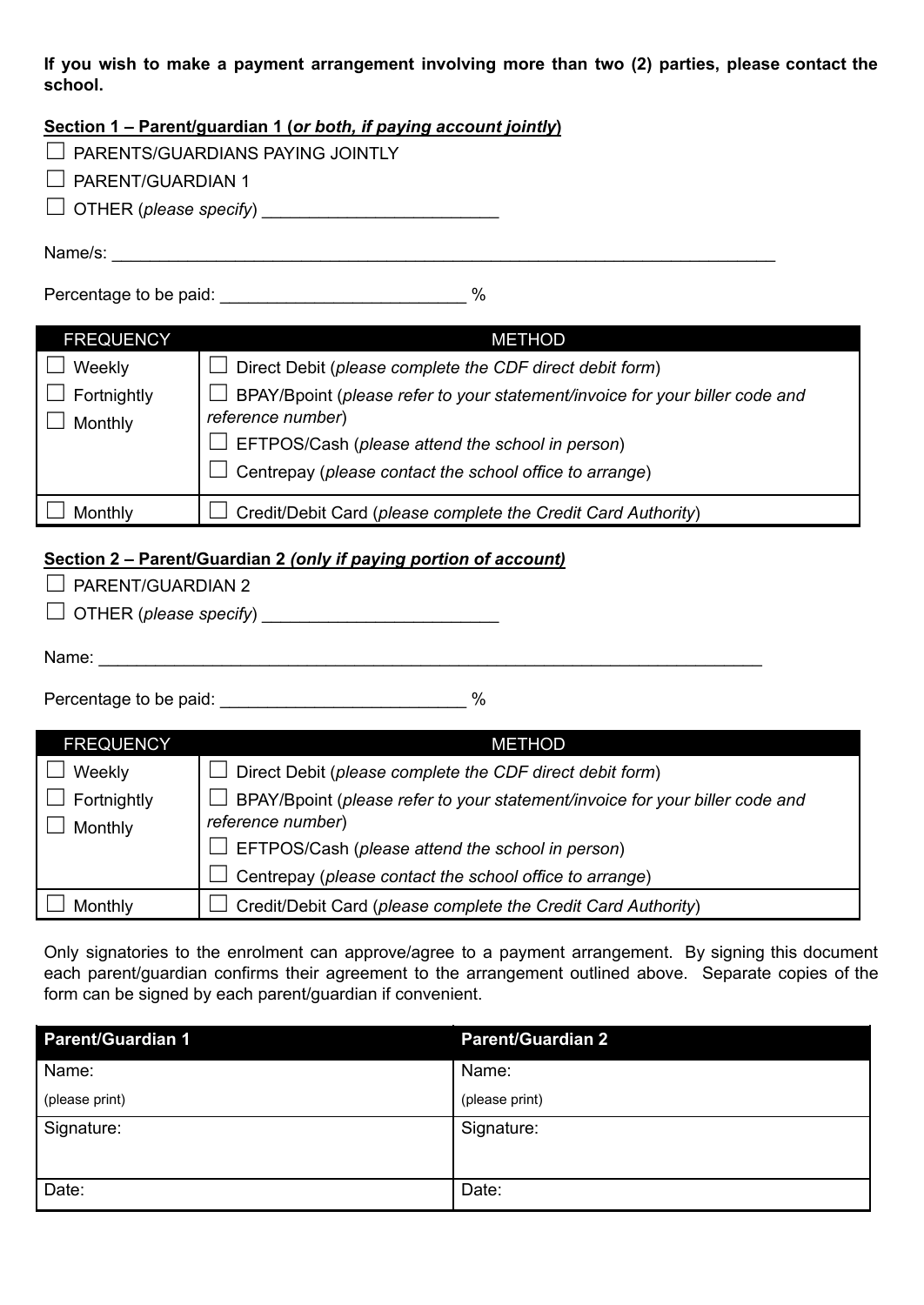**If you wish to make a payment arrangement involving more than two (2) parties, please contact the school.**

**Section 1 – Parent/guardian 1 (*or both, if paying account jointly*)**

☐ PARENTS/GUARDIANS PAYING JOINTLY

☐ PARENT/GUARDIAN 1

☐ OTHER (*please specify*) ________________________

Name/s: ______________________________________________________________________

Percentage to be paid: ________________________ %

| FREQUENCY | METHOD |
|---|---|
| ☐ Weekly<br>☐ Fortnightly<br>☐ Monthly | ☐ Direct Debit (*please complete the CDF direct debit form*)<br>☐ BPAY/Bpoint (*please refer to your statement/invoice for your biller code and reference number*)<br>☐ EFTPOS/Cash (*please attend the school in person*)<br>☐ Centrepay (*please contact the school office to arrange*) |
| ☐ Monthly | ☐ Credit/Debit Card (*please complete the Credit Card Authority*) |

**Section 2 – Parent/Guardian 2 *(only if paying portion of account)***

☐ PARENT/GUARDIAN 2

☐ OTHER (*please specify*) ________________________

Name: ______________________________________________________________________

Percentage to be paid: ________________________ %

| FREQUENCY | METHOD |
|---|---|
| ☐ Weekly<br>☐ Fortnightly<br>☐ Monthly | ☐ Direct Debit (*please complete the CDF direct debit form*)<br>☐ BPAY/Bpoint (*please refer to your statement/invoice for your biller code and reference number*)<br>☐ EFTPOS/Cash (*please attend the school in person*)<br>☐ Centrepay (*please contact the school office to arrange*) |
| ☐ Monthly | ☐ Credit/Debit Card (*please complete the Credit Card Authority*) |

Only signatories to the enrolment can approve/agree to a payment arrangement. By signing this document each parent/guardian confirms their agreement to the arrangement outlined above. Separate copies of the form can be signed by each parent/guardian if convenient.

| Parent/Guardian 1 | Parent/Guardian 2 |
|---|---|
| Name:<br>(please print) | Name:<br>(please print) |
| Signature: | Signature: |
| Date: | Date: |